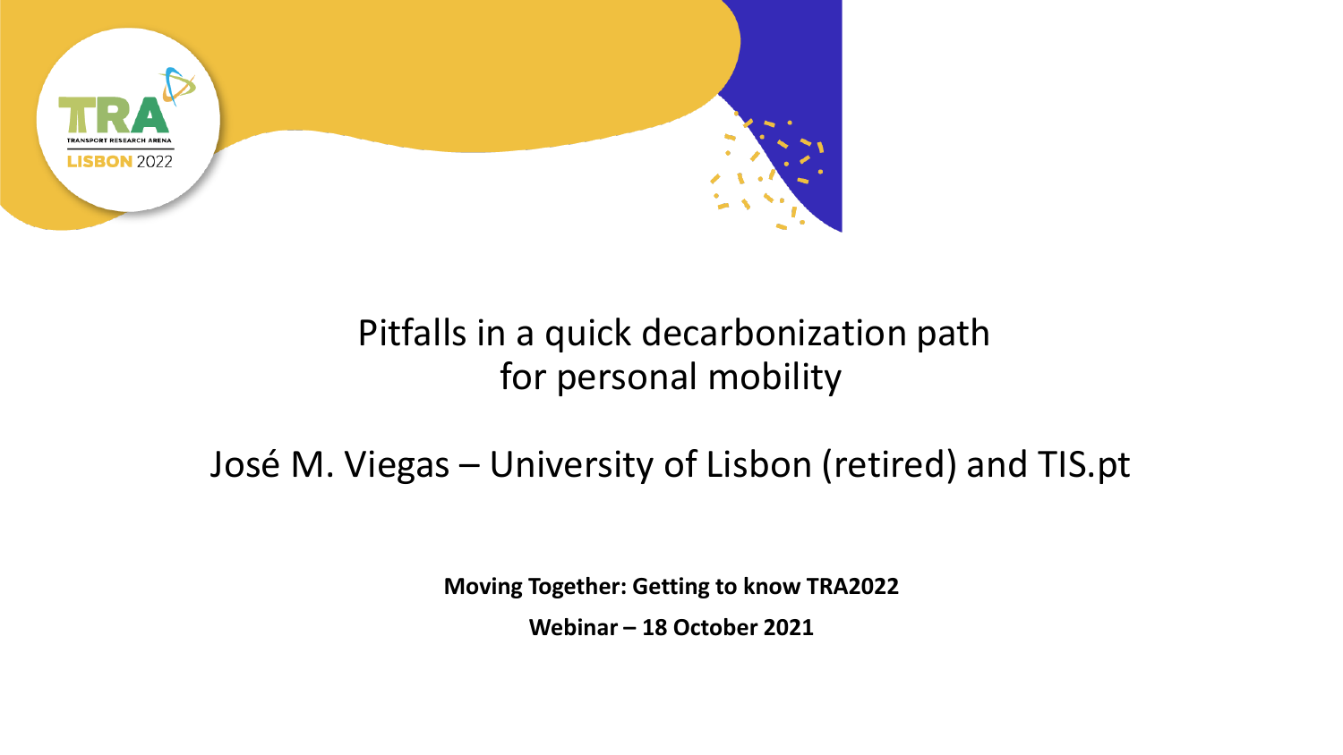# Pitfalls in a quick decarbonization path for personal mobility

José M. Viegas – University of Lisbon (retired) and TIS.pt

**Moving Together: Getting to know TRA2022**

**Webinar – 18 October 2021**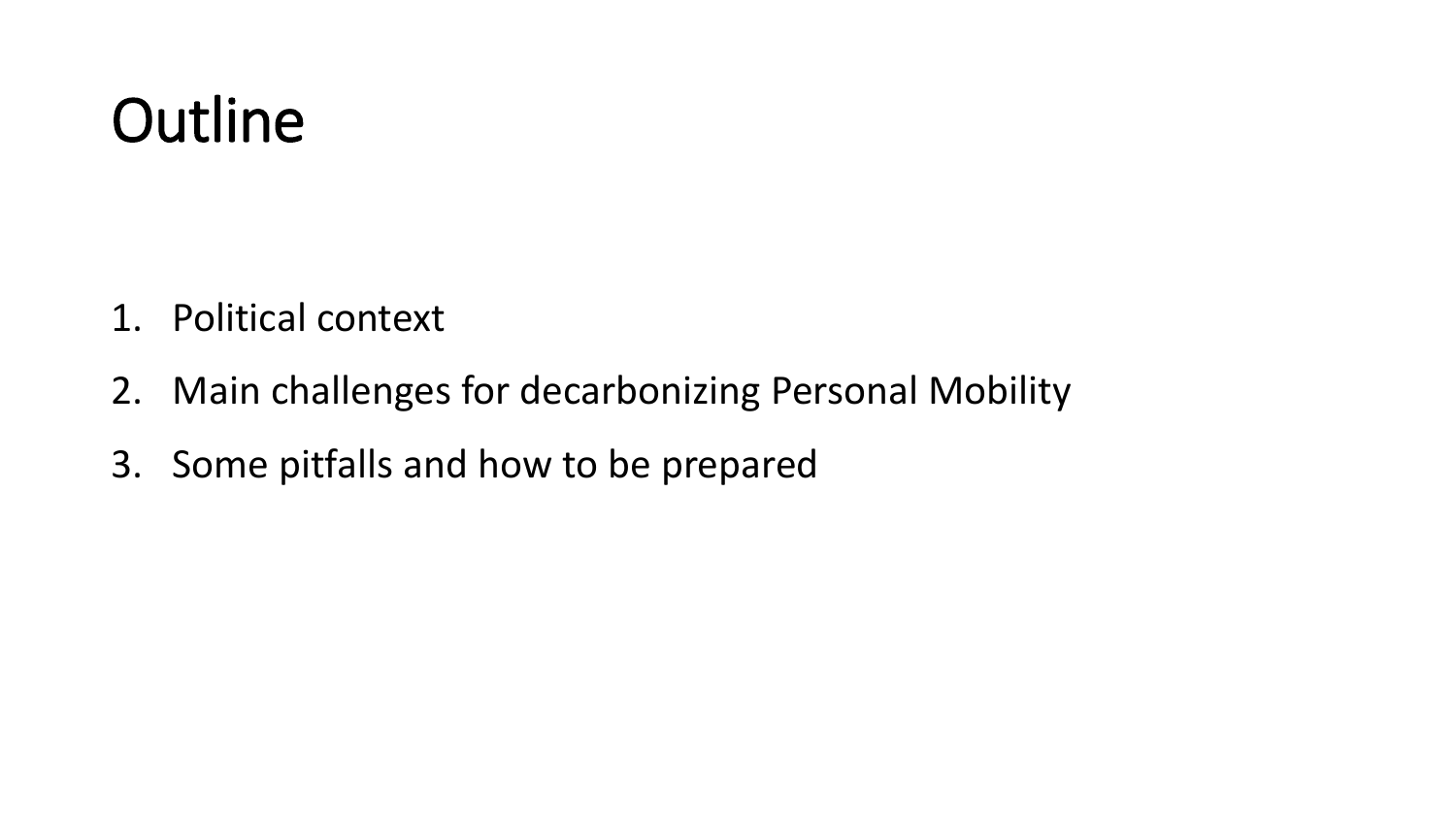# Outline

1. Political context
2. Main challenges for decarbonizing Personal Mobility
3. Some pitfalls and how to be prepared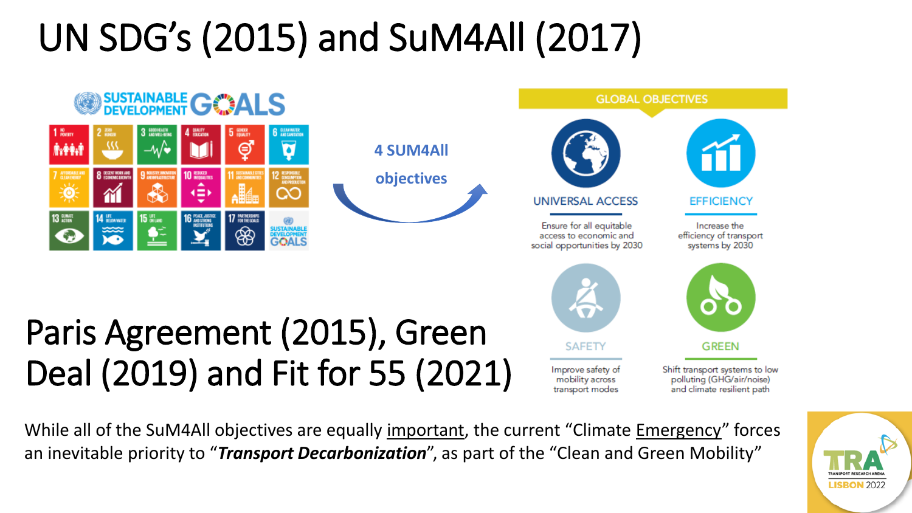# UN SDG's (2015) and SuM4All (2017)

SUSTAINABLE DEVELOPMENT GOALS

4 SUM4All objectives

GLOBAL OBJECTIVES

**UNIVERSAL ACCESS**

Ensure for all equitable access to economic and social opportunities by 2030

**EFFICIENCY**

Increase the efficiency of transport systems by 2030

**SAFETY**

Improve safety of mobility across transport modes

**GREEN**

Shift transport systems to low polluting (GHG/air/noise) and climate resilient path

# Paris Agreement (2015), Green Deal (2019) and Fit for 55 (2021)

While all of the SuM4All objectives are equally important, the current "Climate Emergency" forces an inevitable priority to "***Transport Decarbonization***", as part of the "Clean and Green Mobility"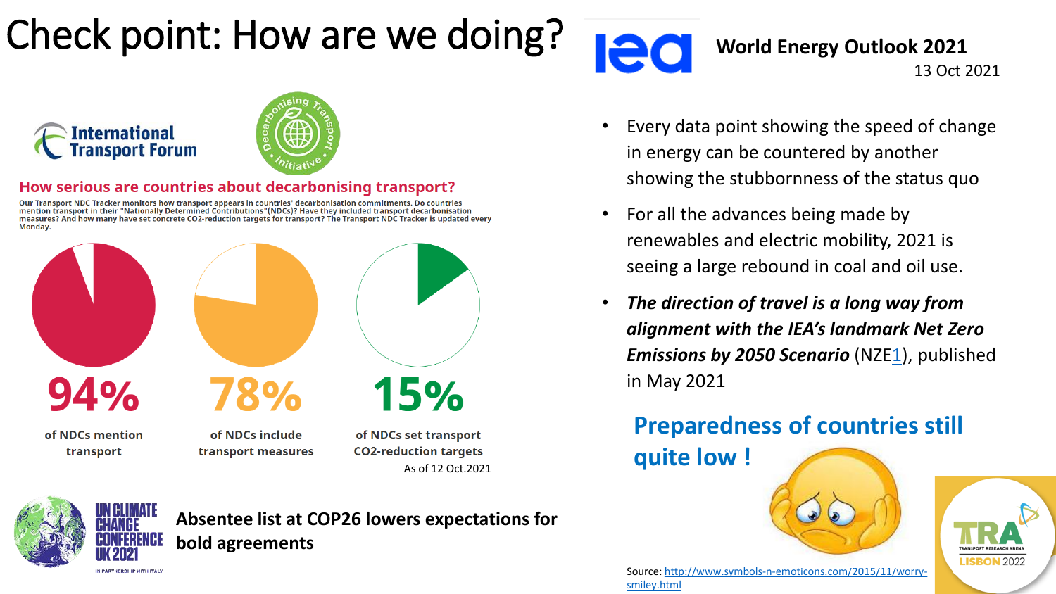# Check point: How are we doing?

International Transport Forum

Decarbonising Transport Initiative

## How serious are countries about decarbonising transport?

Our Transport NDC Tracker monitors how transport appears in countries' decarbonisation commitments. Do countries mention transport in their "Nationally Determined Contributions"(NDCs)? Have they included transport decarbonisation measures? And how many have set concrete CO2-reduction targets for transport? The Transport NDC Tracker is updated every Monday.

**94%** of NDCs mention transport

**78%** of NDCs include transport measures

**15%** of NDCs set transport $CO_2$-reduction targets

As of 12 Oct.2021

UN CLIMATE CHANGE CONFERENCE UK 2021 — IN PARTNERSHIP WITH ITALY

**Absentee list at COP26 lowers expectations for bold agreements**

## World Energy Outlook 2021

13 Oct 2021

- Every data point showing the speed of change in energy can be countered by another showing the stubbornness of the status quo
- For all the advances being made by renewables and electric mobility, 2021 is seeing a large rebound in coal and oil use.
- ***The direction of travel is a long way from alignment with the IEA's landmark Net Zero Emissions by 2050 Scenario*** (NZE1), published in May 2021

**Preparedness of countries still quite low !**

Source: http://www.symbols-n-emoticons.com/2015/11/worry-smiley.html

TRA TRANSPORT RESEARCH ARENA LISBON 2022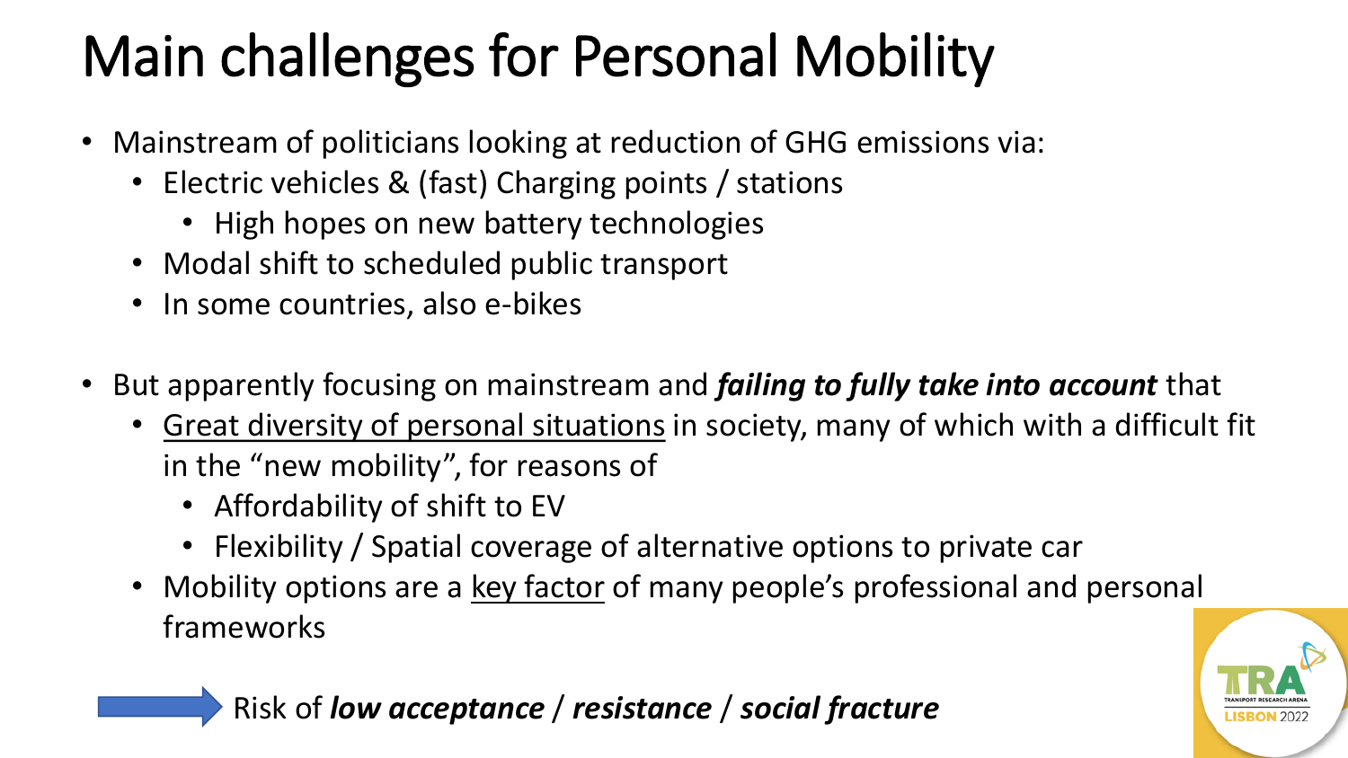# Main challenges for Personal Mobility

- Mainstream of politicians looking at reduction of GHG emissions via:
  - Electric vehicles & (fast) Charging points / stations
    - High hopes on new battery technologies
  - Modal shift to scheduled public transport
  - In some countries, also e-bikes

- But apparently focusing on mainstream and ***failing to fully take into account*** that
  - <u>Great diversity of personal situations</u> in society, many of which with a difficult fit in the "new mobility", for reasons of
    - Affordability of shift to EV
    - Flexibility / Spatial coverage of alternative options to private car
  - Mobility options are a <u>key factor</u> of many people's professional and personal frameworks

→ Risk of ***low acceptance*** / ***resistance*** / ***social fracture***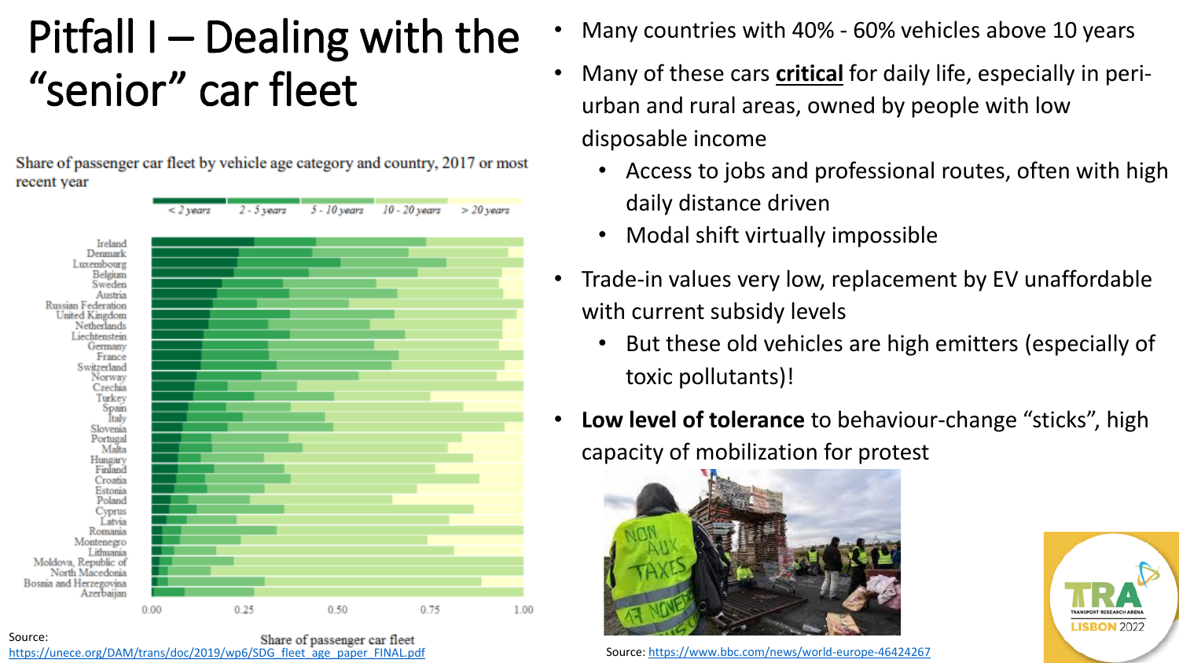# Pitfall I – Dealing with the "senior" car fleet

Share of passenger car fleet by vehicle age category and country, 2017 or most recent year

Source: https://unece.org/DAM/trans/doc/2019/wp6/SDG_fleet_age_paper_FINAL.pdf

- Many countries with 40% - 60% vehicles above 10 years
- Many of these cars **critical** for daily life, especially in peri-urban and rural areas, owned by people with low disposable income
  - Access to jobs and professional routes, often with high daily distance driven
  - Modal shift virtually impossible
- Trade-in values very low, replacement by EV unaffordable with current subsidy levels
  - But these old vehicles are high emitters (especially of toxic pollutants)!
- **Low level of tolerance** to behaviour-change "sticks", high capacity of mobilization for protest

Source: https://www.bbc.com/news/world-europe-46424267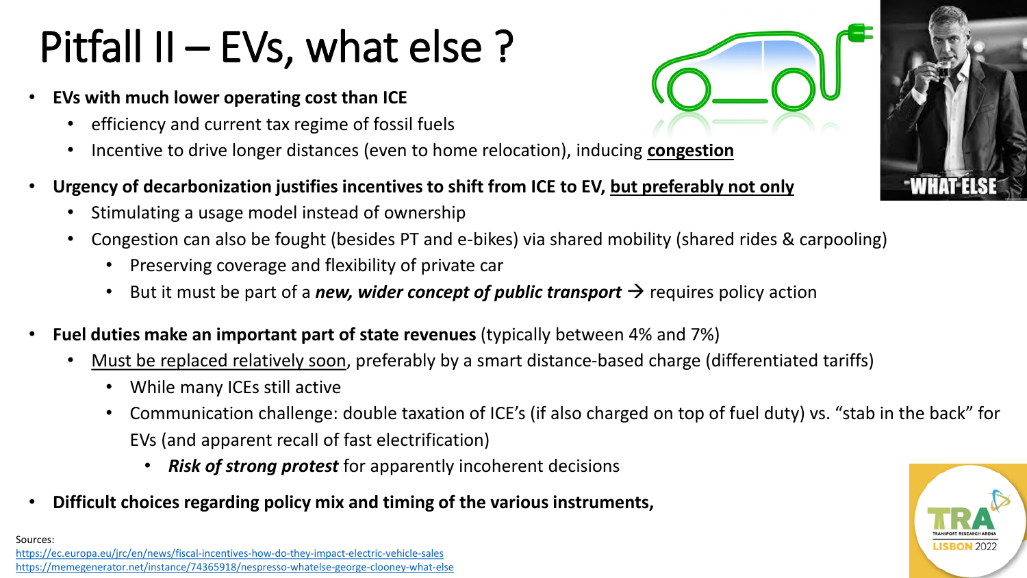# Pitfall II – EVs, what else ?

- **EVs with much lower operating cost than ICE**
  - efficiency and current tax regime of fossil fuels
  - Incentive to drive longer distances (even to home relocation), inducing **congestion**
- **Urgency of decarbonization justifies incentives to shift from ICE to EV, but preferably not only**
  - Stimulating a usage model instead of ownership
  - Congestion can also be fought (besides PT and e-bikes) via shared mobility (shared rides & carpooling)
    - Preserving coverage and flexibility of private car
    - But it must be part of a ***new, wider concept of public transport*** → requires policy action
- **Fuel duties make an important part of state revenues** (typically between 4% and 7%)
  - Must be replaced relatively soon, preferably by a smart distance-based charge (differentiated tariffs)
    - While many ICEs still active
    - Communication challenge: double taxation of ICE's (if also charged on top of fuel duty) vs. "stab in the back" for EVs (and apparent recall of fast electrification)
      - ***Risk of strong protest*** for apparently incoherent decisions
- **Difficult choices regarding policy mix and timing of the various instruments,**

Sources:
https://ec.europa.eu/jrc/en/news/fiscal-incentives-how-do-they-impact-electric-vehicle-sales
https://memegenerator.net/instance/74365918/nespresso-whatelse-george-clooney-what-else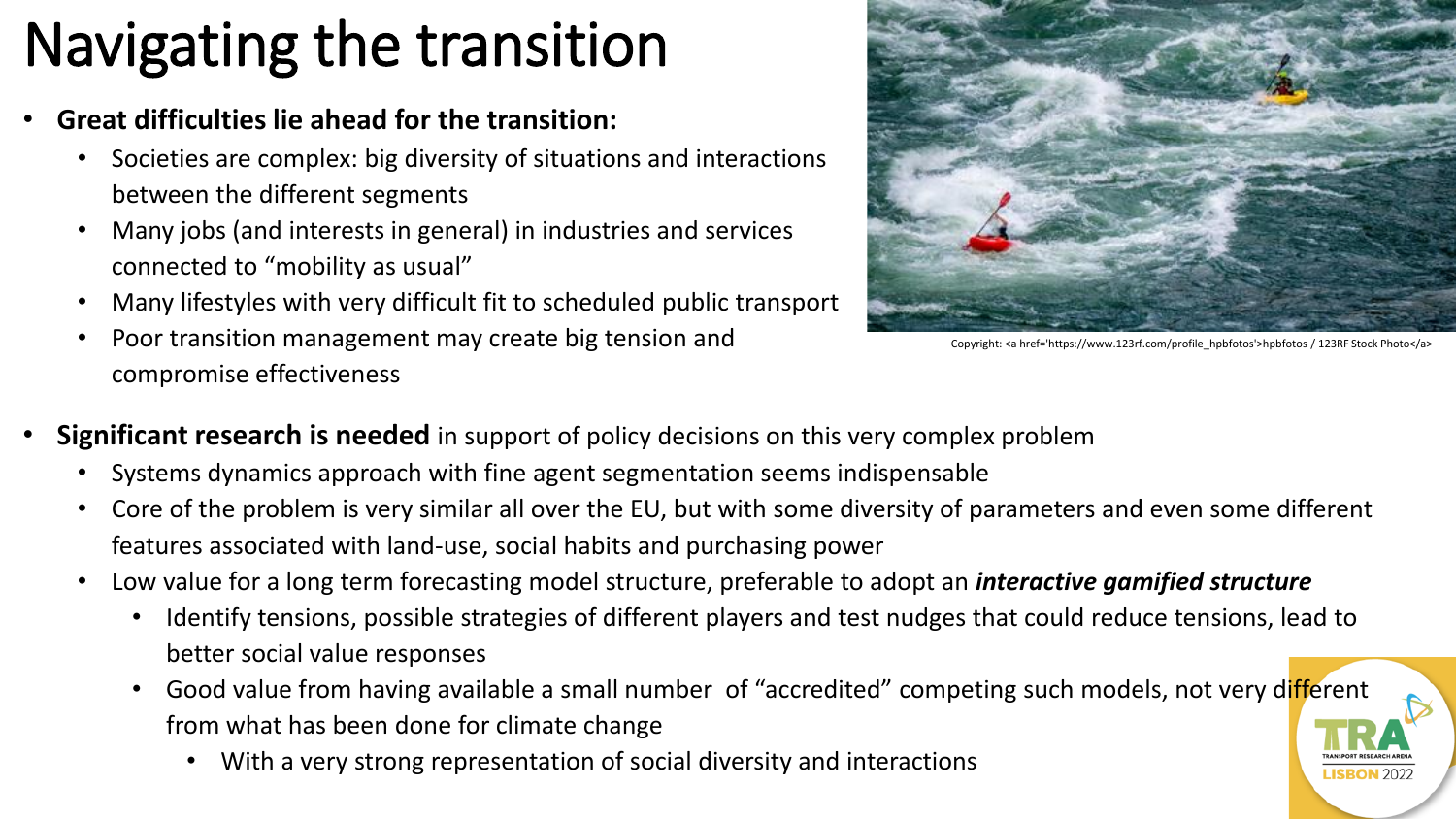# Navigating the transition

- **Great difficulties lie ahead for the transition:**
  - Societies are complex: big diversity of situations and interactions between the different segments
  - Many jobs (and interests in general) in industries and services connected to "mobility as usual"
  - Many lifestyles with very difficult fit to scheduled public transport
  - Poor transition management may create big tension and compromise effectiveness

Copyright: <a href='https://www.123rf.com/profile_hpbfotos'>hpbfotos / 123RF Stock Photo</a>

- **Significant research is needed** in support of policy decisions on this very complex problem
  - Systems dynamics approach with fine agent segmentation seems indispensable
  - Core of the problem is very similar all over the EU, but with some diversity of parameters and even some different features associated with land-use, social habits and purchasing power
  - Low value for a long term forecasting model structure, preferable to adopt an ***interactive gamified structure***
    - Identify tensions, possible strategies of different players and test nudges that could reduce tensions, lead to better social value responses
    - Good value from having available a small number of "accredited" competing such models, not very different from what has been done for climate change
      - With a very strong representation of social diversity and interactions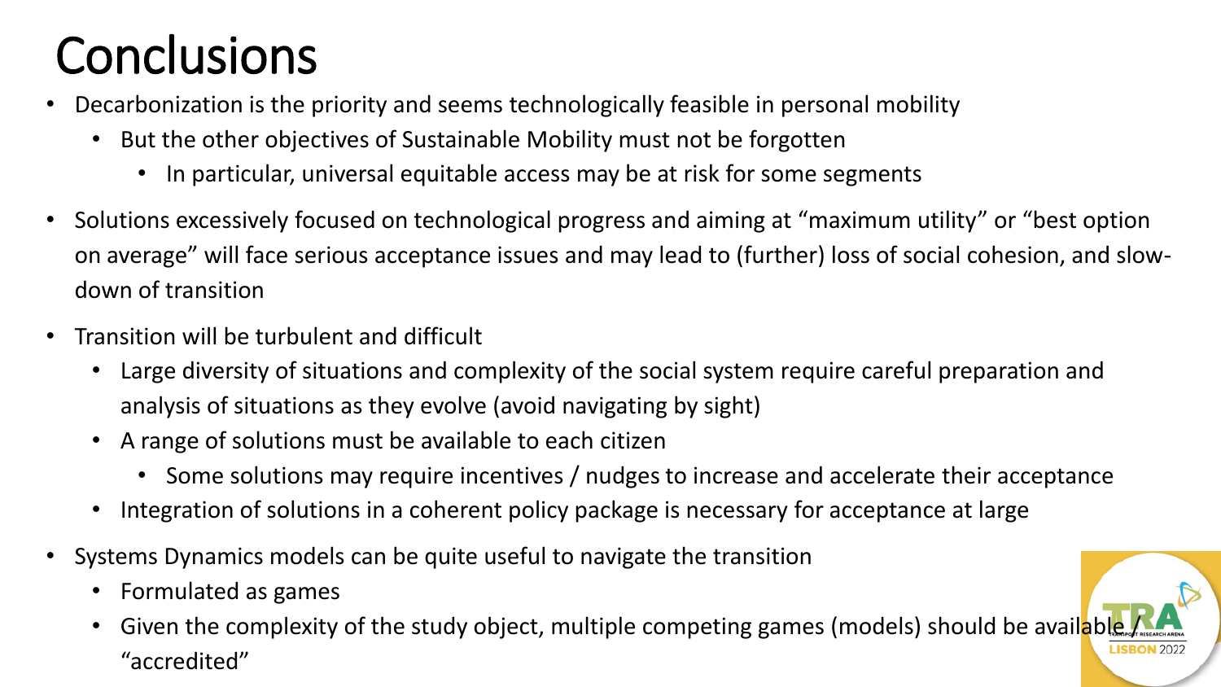# Conclusions

- Decarbonization is the priority and seems technologically feasible in personal mobility
  - But the other objectives of Sustainable Mobility must not be forgotten
    - In particular, universal equitable access may be at risk for some segments
- Solutions excessively focused on technological progress and aiming at "maximum utility" or "best option on average" will face serious acceptance issues and may lead to (further) loss of social cohesion, and slow-down of transition
- Transition will be turbulent and difficult
  - Large diversity of situations and complexity of the social system require careful preparation and analysis of situations as they evolve (avoid navigating by sight)
  - A range of solutions must be available to each citizen
    - Some solutions may require incentives / nudges to increase and accelerate their acceptance
  - Integration of solutions in a coherent policy package is necessary for acceptance at large
- Systems Dynamics models can be quite useful to navigate the transition
  - Formulated as games
  - Given the complexity of the study object, multiple competing games (models) should be available / "accredited"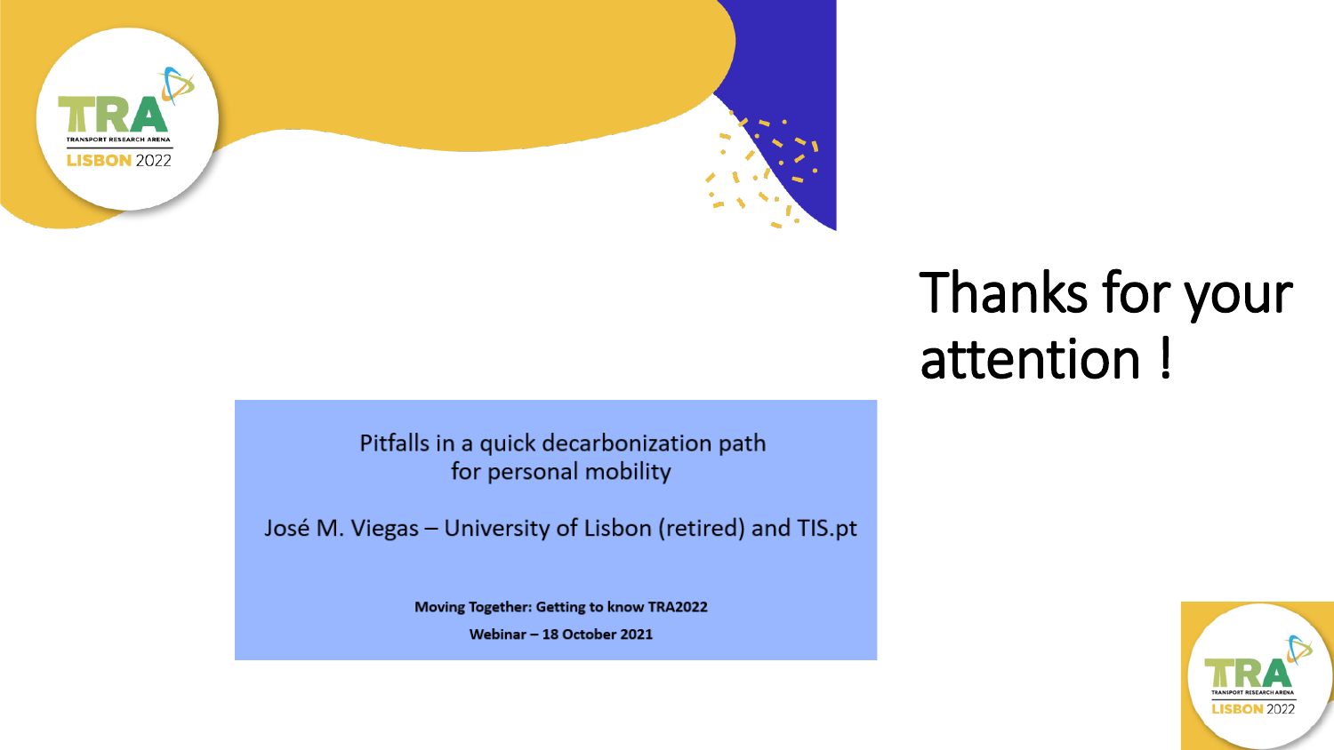# Thanks for your attention !

Pitfalls in a quick decarbonization path for personal mobility

José M. Viegas – University of Lisbon (retired) and TIS.pt

**Moving Together: Getting to know TRA2022**

**Webinar – 18 October 2021**